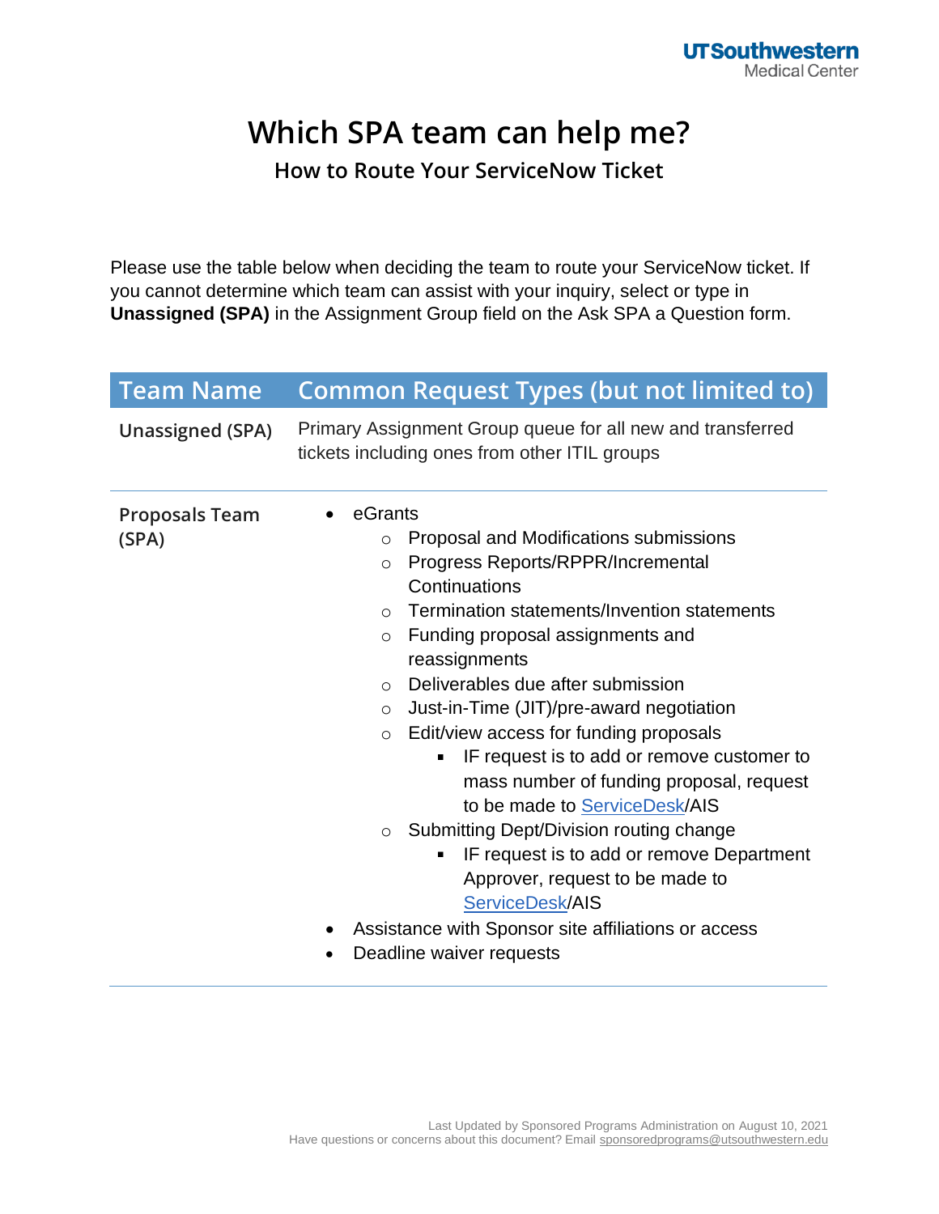# Which SPA team can help me?

## How to Route Your ServiceNow Ticket

Please use the table below when deciding the team to route your ServiceNow ticket. If you cannot determine which team can assist with your inquiry, select or type in **Unassigned (SPA)** in the Assignment Group field on the Ask SPA a Question form.

| Team Name | Common Request Types (but not limited to) |
|---|---|
| Unassigned (SPA) | Primary Assignment Group queue for all new and transferred tickets including ones from other ITIL groups |
| Proposals Team (SPA) | • eGrants<br>&nbsp;&nbsp;&nbsp;&nbsp;○ Proposal and Modifications submissions<br>&nbsp;&nbsp;&nbsp;&nbsp;○ Progress Reports/RPPR/Incremental Continuations<br>&nbsp;&nbsp;&nbsp;&nbsp;○ Termination statements/Invention statements<br>&nbsp;&nbsp;&nbsp;&nbsp;○ Funding proposal assignments and reassignments<br>&nbsp;&nbsp;&nbsp;&nbsp;○ Deliverables due after submission<br>&nbsp;&nbsp;&nbsp;&nbsp;○ Just-in-Time (JIT)/pre-award negotiation<br>&nbsp;&nbsp;&nbsp;&nbsp;○ Edit/view access for funding proposals<br>&nbsp;&nbsp;&nbsp;&nbsp;&nbsp;&nbsp;&nbsp;&nbsp;▪ IF request is to add or remove customer to mass number of funding proposal, request to be made to ServiceDesk/AIS<br>&nbsp;&nbsp;&nbsp;&nbsp;○ Submitting Dept/Division routing change<br>&nbsp;&nbsp;&nbsp;&nbsp;&nbsp;&nbsp;&nbsp;&nbsp;▪ IF request is to add or remove Department Approver, request to be made to ServiceDesk/AIS<br>• Assistance with Sponsor site affiliations or access<br>• Deadline waiver requests |

Last Updated by Sponsored Programs Administration on August 10, 2021
Have questions or concerns about this document? Email sponsoredprograms@utsouthwestern.edu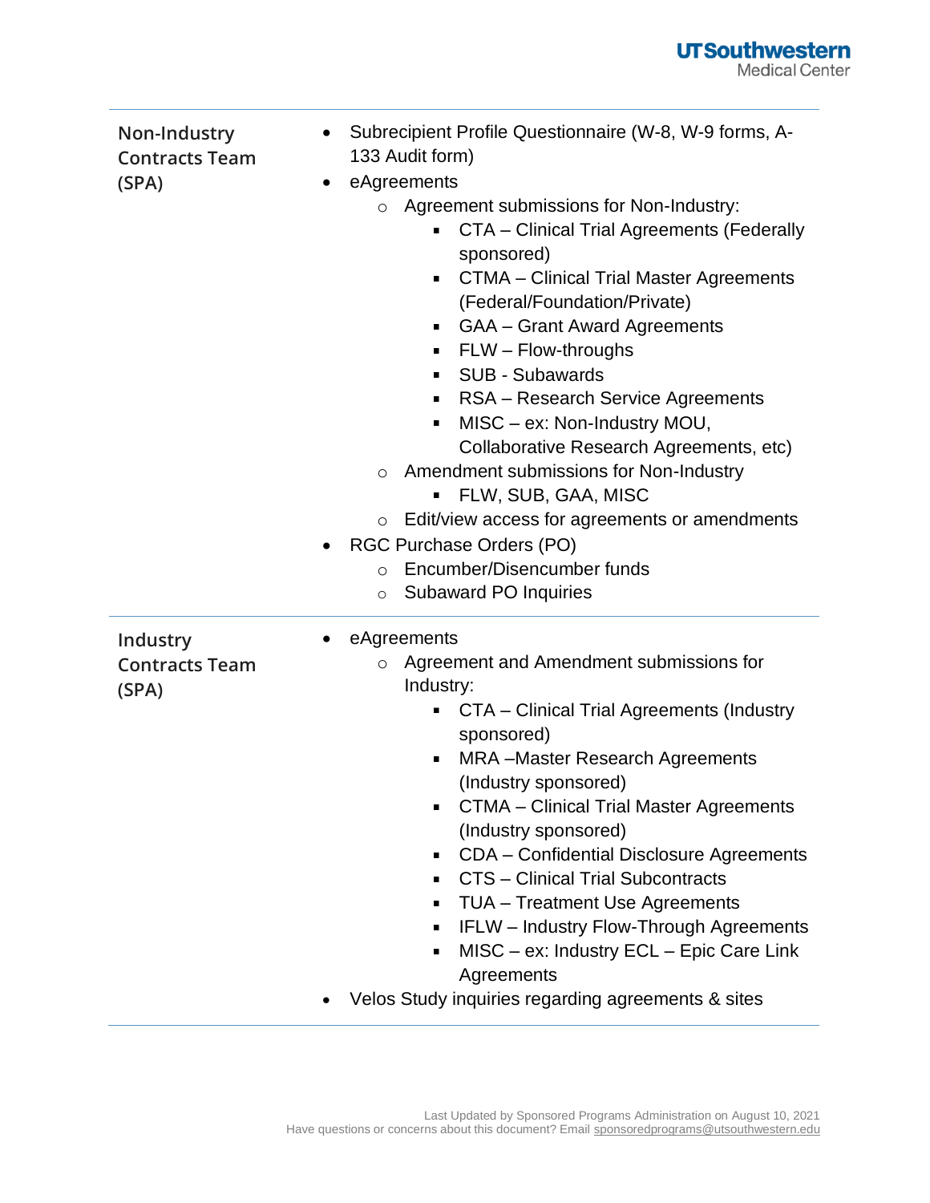| | |
|---|---|
| **Non-Industry Contracts Team (SPA)** | • Subrecipient Profile Questionnaire (W-8, W-9 forms, A-133 Audit form)<br>• eAgreements<br>&nbsp;&nbsp;&nbsp;&nbsp;○ Agreement submissions for Non-Industry:<br>&nbsp;&nbsp;&nbsp;&nbsp;&nbsp;&nbsp;&nbsp;&nbsp;▪ CTA – Clinical Trial Agreements (Federally sponsored)<br>&nbsp;&nbsp;&nbsp;&nbsp;&nbsp;&nbsp;&nbsp;&nbsp;▪ CTMA – Clinical Trial Master Agreements (Federal/Foundation/Private)<br>&nbsp;&nbsp;&nbsp;&nbsp;&nbsp;&nbsp;&nbsp;&nbsp;▪ GAA – Grant Award Agreements<br>&nbsp;&nbsp;&nbsp;&nbsp;&nbsp;&nbsp;&nbsp;&nbsp;▪ FLW – Flow-throughs<br>&nbsp;&nbsp;&nbsp;&nbsp;&nbsp;&nbsp;&nbsp;&nbsp;▪ SUB - Subawards<br>&nbsp;&nbsp;&nbsp;&nbsp;&nbsp;&nbsp;&nbsp;&nbsp;▪ RSA – Research Service Agreements<br>&nbsp;&nbsp;&nbsp;&nbsp;&nbsp;&nbsp;&nbsp;&nbsp;▪ MISC – ex: Non-Industry MOU, Collaborative Research Agreements, etc)<br>&nbsp;&nbsp;&nbsp;&nbsp;○ Amendment submissions for Non-Industry<br>&nbsp;&nbsp;&nbsp;&nbsp;&nbsp;&nbsp;&nbsp;&nbsp;▪ FLW, SUB, GAA, MISC<br>&nbsp;&nbsp;&nbsp;&nbsp;○ Edit/view access for agreements or amendments<br>• RGC Purchase Orders (PO)<br>&nbsp;&nbsp;&nbsp;&nbsp;○ Encumber/Disencumber funds<br>&nbsp;&nbsp;&nbsp;&nbsp;○ Subaward PO Inquiries |
| **Industry Contracts Team (SPA)** | • eAgreements<br>&nbsp;&nbsp;&nbsp;&nbsp;○ Agreement and Amendment submissions for Industry:<br>&nbsp;&nbsp;&nbsp;&nbsp;&nbsp;&nbsp;&nbsp;&nbsp;▪ CTA – Clinical Trial Agreements (Industry sponsored)<br>&nbsp;&nbsp;&nbsp;&nbsp;&nbsp;&nbsp;&nbsp;&nbsp;▪ MRA –Master Research Agreements (Industry sponsored)<br>&nbsp;&nbsp;&nbsp;&nbsp;&nbsp;&nbsp;&nbsp;&nbsp;▪ CTMA – Clinical Trial Master Agreements (Industry sponsored)<br>&nbsp;&nbsp;&nbsp;&nbsp;&nbsp;&nbsp;&nbsp;&nbsp;▪ CDA – Confidential Disclosure Agreements<br>&nbsp;&nbsp;&nbsp;&nbsp;&nbsp;&nbsp;&nbsp;&nbsp;▪ CTS – Clinical Trial Subcontracts<br>&nbsp;&nbsp;&nbsp;&nbsp;&nbsp;&nbsp;&nbsp;&nbsp;▪ TUA – Treatment Use Agreements<br>&nbsp;&nbsp;&nbsp;&nbsp;&nbsp;&nbsp;&nbsp;&nbsp;▪ IFLW – Industry Flow-Through Agreements<br>&nbsp;&nbsp;&nbsp;&nbsp;&nbsp;&nbsp;&nbsp;&nbsp;▪ MISC – ex: Industry ECL – Epic Care Link Agreements<br>• Velos Study inquiries regarding agreements & sites |

Last Updated by Sponsored Programs Administration on August 10, 2021
Have questions or concerns about this document? Email sponsoredprograms@utsouthwestern.edu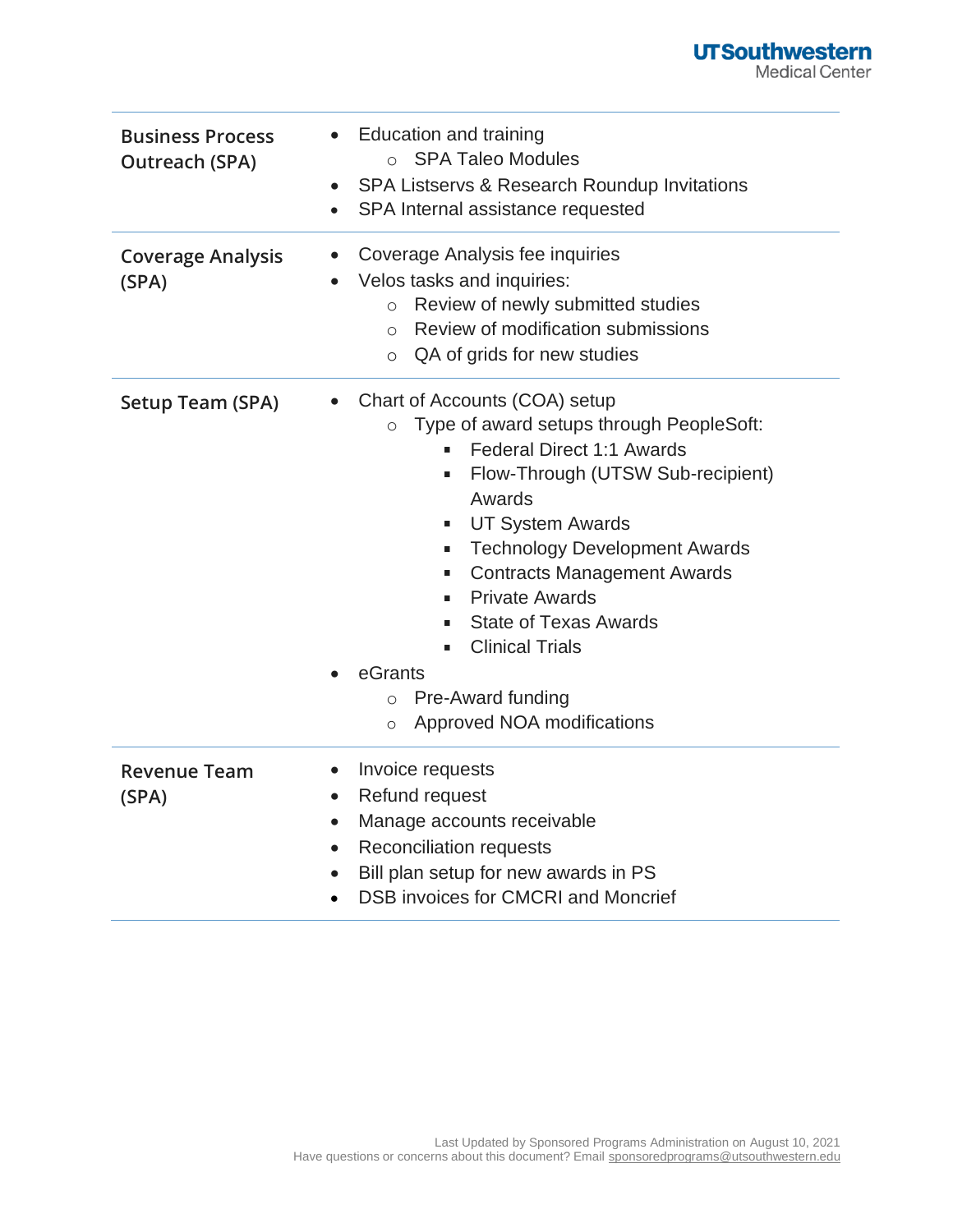| | |
|---|---|
| **Business Process Outreach (SPA)** | • Education and training<br>&nbsp;&nbsp;&nbsp;&nbsp;○ SPA Taleo Modules<br>• SPA Listservs & Research Roundup Invitations<br>• SPA Internal assistance requested |
| **Coverage Analysis (SPA)** | • Coverage Analysis fee inquiries<br>• Velos tasks and inquiries:<br>&nbsp;&nbsp;&nbsp;&nbsp;○ Review of newly submitted studies<br>&nbsp;&nbsp;&nbsp;&nbsp;○ Review of modification submissions<br>&nbsp;&nbsp;&nbsp;&nbsp;○ QA of grids for new studies |
| **Setup Team (SPA)** | • Chart of Accounts (COA) setup<br>&nbsp;&nbsp;&nbsp;&nbsp;○ Type of award setups through PeopleSoft:<br>&nbsp;&nbsp;&nbsp;&nbsp;&nbsp;&nbsp;&nbsp;&nbsp;▪ Federal Direct 1:1 Awards<br>&nbsp;&nbsp;&nbsp;&nbsp;&nbsp;&nbsp;&nbsp;&nbsp;▪ Flow-Through (UTSW Sub-recipient) Awards<br>&nbsp;&nbsp;&nbsp;&nbsp;&nbsp;&nbsp;&nbsp;&nbsp;▪ UT System Awards<br>&nbsp;&nbsp;&nbsp;&nbsp;&nbsp;&nbsp;&nbsp;&nbsp;▪ Technology Development Awards<br>&nbsp;&nbsp;&nbsp;&nbsp;&nbsp;&nbsp;&nbsp;&nbsp;▪ Contracts Management Awards<br>&nbsp;&nbsp;&nbsp;&nbsp;&nbsp;&nbsp;&nbsp;&nbsp;▪ Private Awards<br>&nbsp;&nbsp;&nbsp;&nbsp;&nbsp;&nbsp;&nbsp;&nbsp;▪ State of Texas Awards<br>&nbsp;&nbsp;&nbsp;&nbsp;&nbsp;&nbsp;&nbsp;&nbsp;▪ Clinical Trials<br>• eGrants<br>&nbsp;&nbsp;&nbsp;&nbsp;○ Pre-Award funding<br>&nbsp;&nbsp;&nbsp;&nbsp;○ Approved NOA modifications |
| **Revenue Team (SPA)** | • Invoice requests<br>• Refund request<br>• Manage accounts receivable<br>• Reconciliation requests<br>• Bill plan setup for new awards in PS<br>• DSB invoices for CMCRI and Moncrief |

Last Updated by Sponsored Programs Administration on August 10, 2021
Have questions or concerns about this document? Email sponsoredprograms@utsouthwestern.edu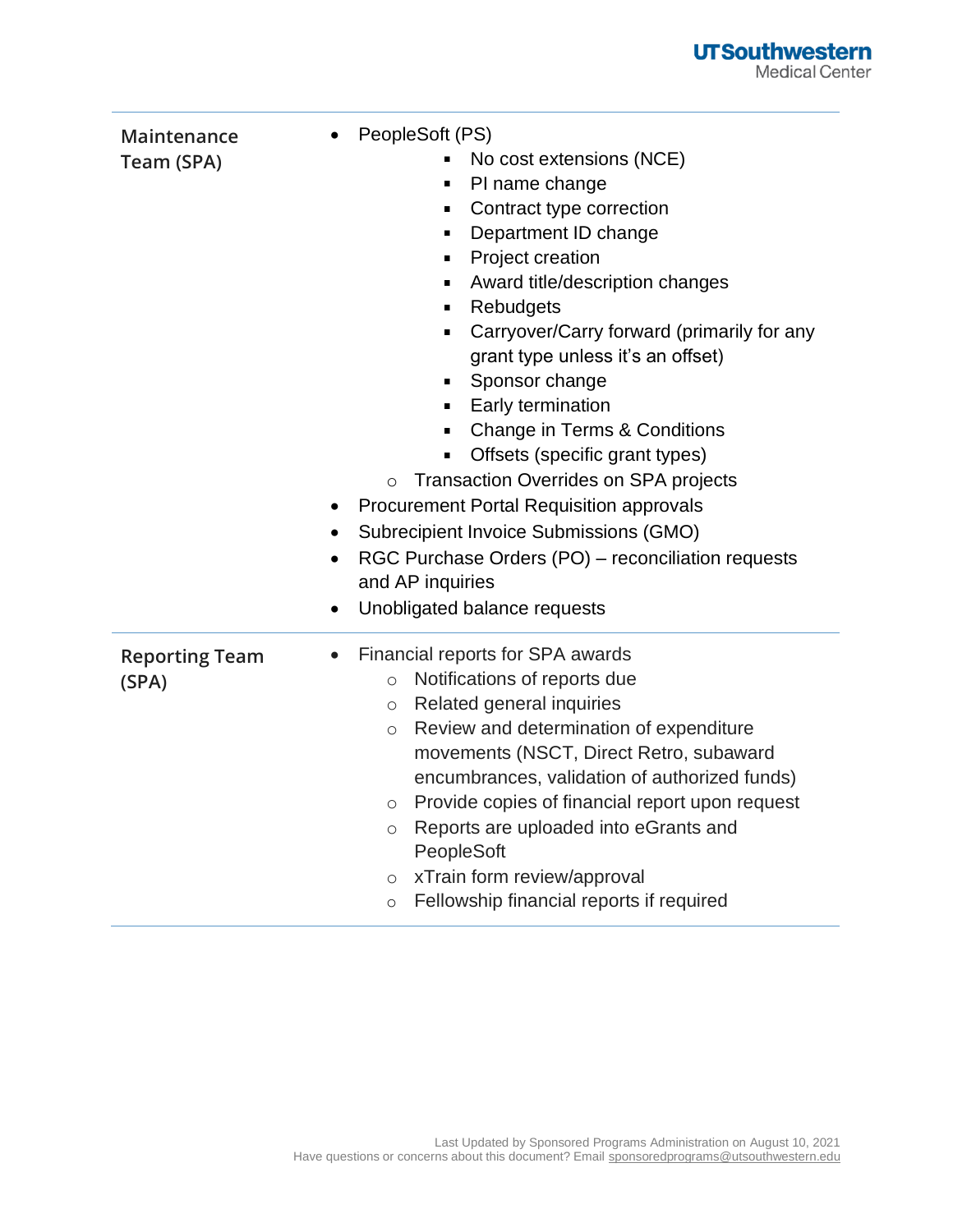| | |
|---|---|
| **Maintenance Team (SPA)** | • PeopleSoft (PS)<br>&nbsp;&nbsp;&nbsp;&nbsp;▪ No cost extensions (NCE)<br>&nbsp;&nbsp;&nbsp;&nbsp;▪ PI name change<br>&nbsp;&nbsp;&nbsp;&nbsp;▪ Contract type correction<br>&nbsp;&nbsp;&nbsp;&nbsp;▪ Department ID change<br>&nbsp;&nbsp;&nbsp;&nbsp;▪ Project creation<br>&nbsp;&nbsp;&nbsp;&nbsp;▪ Award title/description changes<br>&nbsp;&nbsp;&nbsp;&nbsp;▪ Rebudgets<br>&nbsp;&nbsp;&nbsp;&nbsp;▪ Carryover/Carry forward (primarily for any grant type unless it's an offset)<br>&nbsp;&nbsp;&nbsp;&nbsp;▪ Sponsor change<br>&nbsp;&nbsp;&nbsp;&nbsp;▪ Early termination<br>&nbsp;&nbsp;&nbsp;&nbsp;▪ Change in Terms & Conditions<br>&nbsp;&nbsp;&nbsp;&nbsp;▪ Offsets (specific grant types)<br>&nbsp;&nbsp;o Transaction Overrides on SPA projects<br>• Procurement Portal Requisition approvals<br>• Subrecipient Invoice Submissions (GMO)<br>• RGC Purchase Orders (PO) – reconciliation requests and AP inquiries<br>• Unobligated balance requests |
| **Reporting Team (SPA)** | • Financial reports for SPA awards<br>&nbsp;&nbsp;o Notifications of reports due<br>&nbsp;&nbsp;o Related general inquiries<br>&nbsp;&nbsp;o Review and determination of expenditure movements (NSCT, Direct Retro, subaward encumbrances, validation of authorized funds)<br>&nbsp;&nbsp;o Provide copies of financial report upon request<br>&nbsp;&nbsp;o Reports are uploaded into eGrants and PeopleSoft<br>&nbsp;&nbsp;o xTrain form review/approval<br>&nbsp;&nbsp;o Fellowship financial reports if required |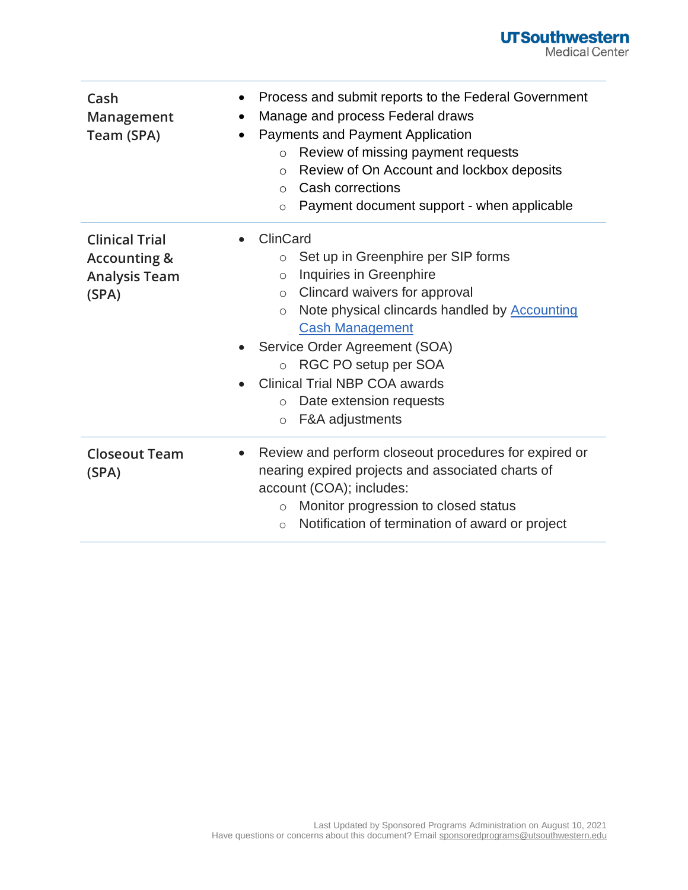| | |
|---|---|
| **Cash Management Team (SPA)** | • Process and submit reports to the Federal Government<br>• Manage and process Federal draws<br>• Payments and Payment Application<br>&nbsp;&nbsp;&nbsp;&nbsp;○ Review of missing payment requests<br>&nbsp;&nbsp;&nbsp;&nbsp;○ Review of On Account and lockbox deposits<br>&nbsp;&nbsp;&nbsp;&nbsp;○ Cash corrections<br>&nbsp;&nbsp;&nbsp;&nbsp;○ Payment document support - when applicable |
| **Clinical Trial Accounting & Analysis Team (SPA)** | • ClinCard<br>&nbsp;&nbsp;&nbsp;&nbsp;○ Set up in Greenphire per SIP forms<br>&nbsp;&nbsp;&nbsp;&nbsp;○ Inquiries in Greenphire<br>&nbsp;&nbsp;&nbsp;&nbsp;○ Clincard waivers for approval<br>&nbsp;&nbsp;&nbsp;&nbsp;○ Note physical clincards handled by [Accounting Cash Management]<br>• Service Order Agreement (SOA)<br>&nbsp;&nbsp;&nbsp;&nbsp;○ RGC PO setup per SOA<br>• Clinical Trial NBP COA awards<br>&nbsp;&nbsp;&nbsp;&nbsp;○ Date extension requests<br>&nbsp;&nbsp;&nbsp;&nbsp;○ F&A adjustments |
| **Closeout Team (SPA)** | • Review and perform closeout procedures for expired or nearing expired projects and associated charts of account (COA); includes:<br>&nbsp;&nbsp;&nbsp;&nbsp;○ Monitor progression to closed status<br>&nbsp;&nbsp;&nbsp;&nbsp;○ Notification of termination of award or project |

Last Updated by Sponsored Programs Administration on August 10, 2021
Have questions or concerns about this document? Email sponsoredprograms@utsouthwestern.edu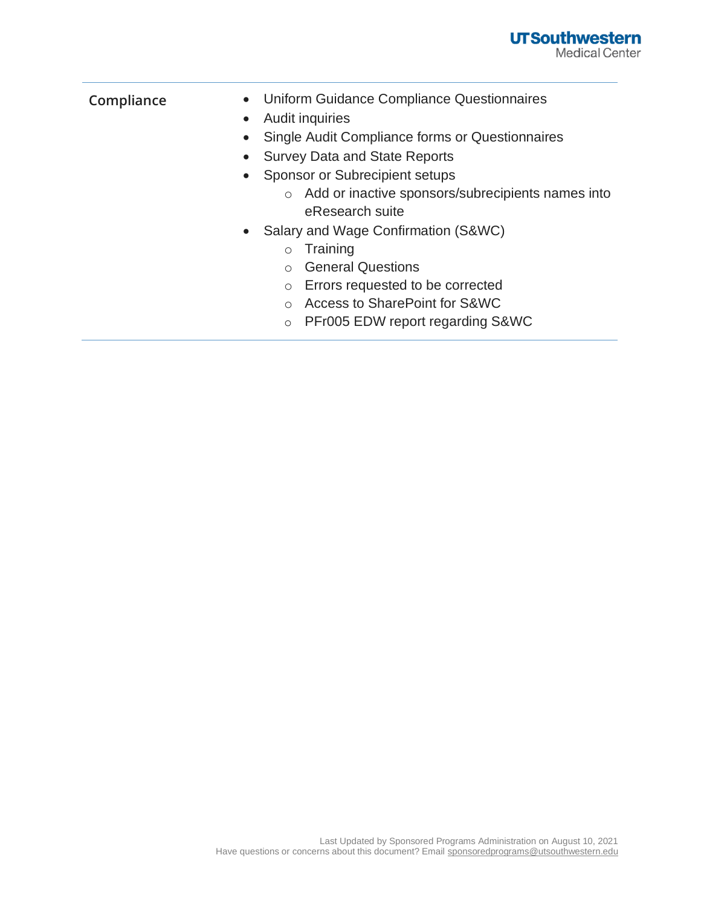| | |
|---|---|
| **Compliance** | • Uniform Guidance Compliance Questionnaires<br>• Audit inquiries<br>• Single Audit Compliance forms or Questionnaires<br>• Survey Data and State Reports<br>• Sponsor or Subrecipient setups<br>  ○ Add or inactive sponsors/subrecipients names into eResearch suite<br>• Salary and Wage Confirmation (S&WC)<br>  ○ Training<br>  ○ General Questions<br>  ○ Errors requested to be corrected<br>  ○ Access to SharePoint for S&WC<br>  ○ PFr005 EDW report regarding S&WC |

Last Updated by Sponsored Programs Administration on August 10, 2021
Have questions or concerns about this document? Email sponsoredprograms@utsouthwestern.edu